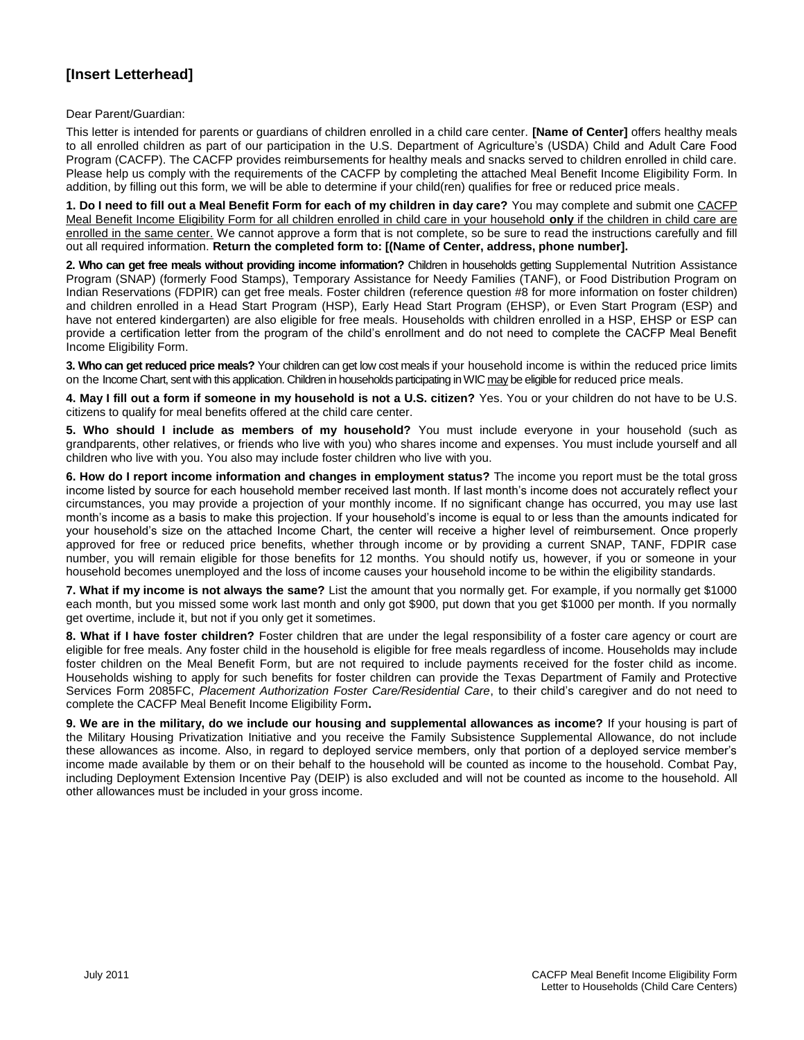# [Insert Letterhead]

Dear Parent/Guardian:

This letter is intended for parents or guardians of children enrolled in a child care center. **[Name of Center]** offers healthy meals to all enrolled children as part of our participation in the U.S. Department of Agriculture's (USDA) Child and Adult Care Food Program (CACFP). The CACFP provides reimbursements for healthy meals and snacks served to children enrolled in child care. Please help us comply with the requirements of the CACFP by completing the attached Meal Benefit Income Eligibility Form. In addition, by filling out this form, we will be able to determine if your child(ren) qualifies for free or reduced price meals.

**1. Do I need to fill out a Meal Benefit Form for each of my children in day care?** You may complete and submit one <u>CACFP Meal Benefit Income Eligibility Form for all children enrolled in child care in your household **only** if the children in child care are enrolled in the same center.</u> We cannot approve a form that is not complete, so be sure to read the instructions carefully and fill out all required information. **Return the completed form to: [(Name of Center, address, phone number].**

**2. Who can get free meals without providing income information?** Children in households getting Supplemental Nutrition Assistance Program (SNAP) (formerly Food Stamps), Temporary Assistance for Needy Families (TANF), or Food Distribution Program on Indian Reservations (FDPIR) can get free meals. Foster children (reference question #8 for more information on foster children) and children enrolled in a Head Start Program (HSP), Early Head Start Program (EHSP), or Even Start Program (ESP) and have not entered kindergarten) are also eligible for free meals. Households with children enrolled in a HSP, EHSP or ESP can provide a certification letter from the program of the child's enrollment and do not need to complete the CACFP Meal Benefit Income Eligibility Form.

**3. Who can get reduced price meals?** Your children can get low cost meals if your household income is within the reduced price limits on the Income Chart, sent with this application. Children in households participating in WIC <u>may</u> be eligible for reduced price meals.

**4. May I fill out a form if someone in my household is not a U.S. citizen?** Yes. You or your children do not have to be U.S. citizens to qualify for meal benefits offered at the child care center.

**5. Who should I include as members of my household?** You must include everyone in your household (such as grandparents, other relatives, or friends who live with you) who shares income and expenses. You must include yourself and all children who live with you. You also may include foster children who live with you.

**6. How do I report income information and changes in employment status?** The income you report must be the total gross income listed by source for each household member received last month. If last month's income does not accurately reflect your circumstances, you may provide a projection of your monthly income. If no significant change has occurred, you may use last month's income as a basis to make this projection. If your household's income is equal to or less than the amounts indicated for your household's size on the attached Income Chart, the center will receive a higher level of reimbursement. Once properly approved for free or reduced price benefits, whether through income or by providing a current SNAP, TANF, FDPIR case number, you will remain eligible for those benefits for 12 months. You should notify us, however, if you or someone in your household becomes unemployed and the loss of income causes your household income to be within the eligibility standards.

**7. What if my income is not always the same?** List the amount that you normally get. For example, if you normally get $1000 each month, but you missed some work last month and only got $900, put down that you get $1000 per month. If you normally get overtime, include it, but not if you only get it sometimes.

**8. What if I have foster children?** Foster children that are under the legal responsibility of a foster care agency or court are eligible for free meals. Any foster child in the household is eligible for free meals regardless of income. Households may include foster children on the Meal Benefit Form, but are not required to include payments received for the foster child as income. Households wishing to apply for such benefits for foster children can provide the Texas Department of Family and Protective Services Form 2085FC, *Placement Authorization Foster Care/Residential Care*, to their child's caregiver and do not need to complete the CACFP Meal Benefit Income Eligibility Form**.**

**9. We are in the military, do we include our housing and supplemental allowances as income?** If your housing is part of the Military Housing Privatization Initiative and you receive the Family Subsistence Supplemental Allowance, do not include these allowances as income. Also, in regard to deployed service members, only that portion of a deployed service member's income made available by them or on their behalf to the household will be counted as income to the household. Combat Pay, including Deployment Extension Incentive Pay (DEIP) is also excluded and will not be counted as income to the household. All other allowances must be included in your gross income.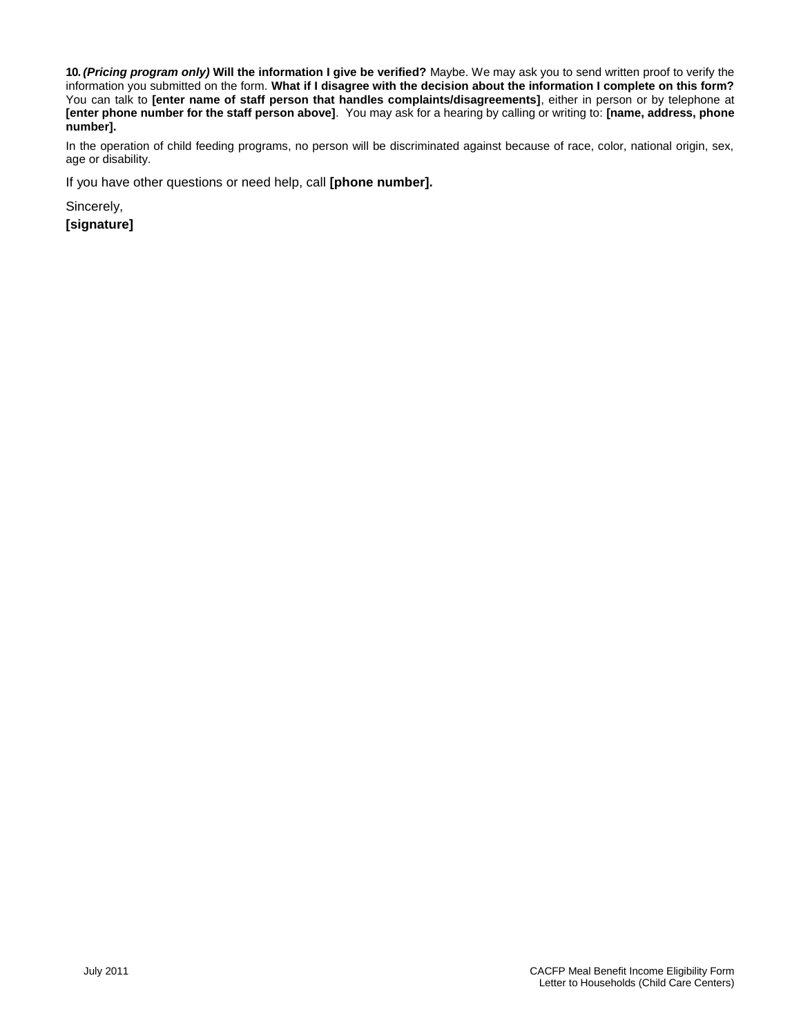**10.** ***(Pricing program only)*** **Will the information I give be verified?** Maybe. We may ask you to send written proof to verify the information you submitted on the form. **What if I disagree with the decision about the information I complete on this form?** You can talk to **[enter name of staff person that handles complaints/disagreements]**, either in person or by telephone at **[enter phone number for the staff person above]**. You may ask for a hearing by calling or writing to: **[name, address, phone number].**

In the operation of child feeding programs, no person will be discriminated against because of race, color, national origin, sex, age or disability.

If you have other questions or need help, call **[phone number].**

Sincerely,

**[signature]**